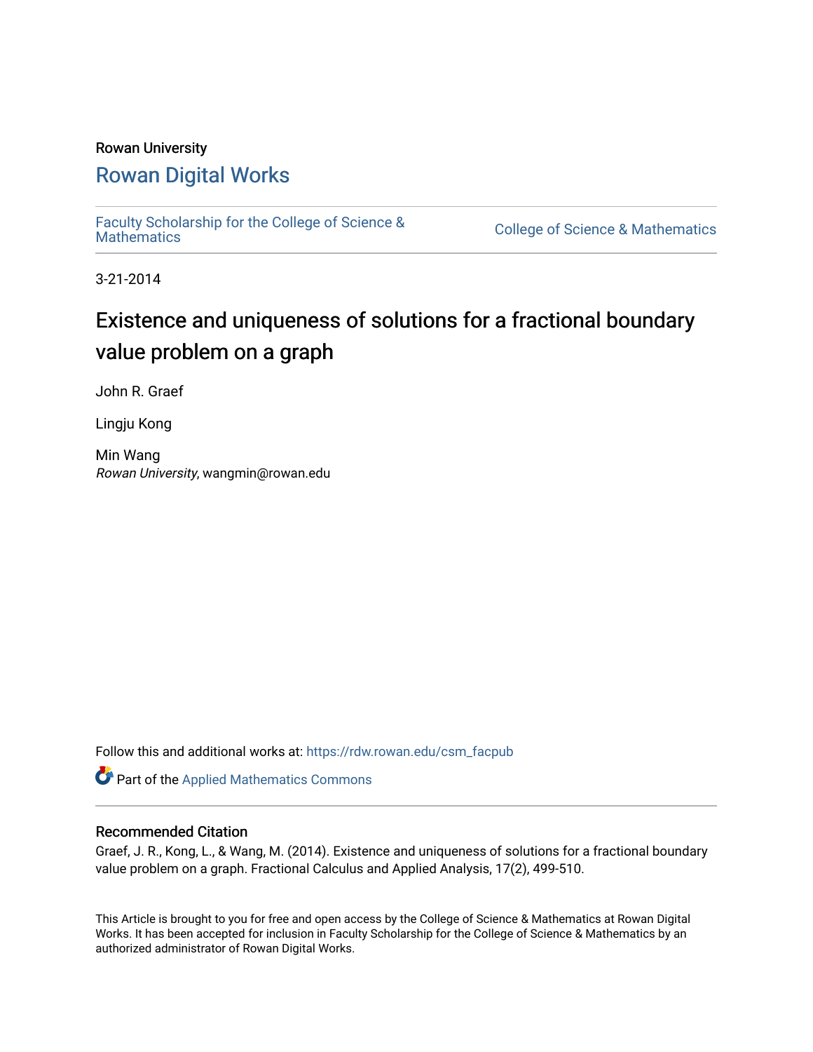Rowan University

# Rowan Digital Works

Faculty Scholarship for the College of Science & Mathematics

College of Science & Mathematics

3-21-2014

## Existence and uniqueness of solutions for a fractional boundary value problem on a graph

John R. Graef

Lingju Kong

Min Wang

*Rowan University*, wangmin@rowan.edu

Follow this and additional works at: https://rdw.rowan.edu/csm_facpub

Part of the Applied Mathematics Commons

### Recommended Citation

Graef, J. R., Kong, L., & Wang, M. (2014). Existence and uniqueness of solutions for a fractional boundary value problem on a graph. Fractional Calculus and Applied Analysis, 17(2), 499-510.

This Article is brought to you for free and open access by the College of Science & Mathematics at Rowan Digital Works. It has been accepted for inclusion in Faculty Scholarship for the College of Science & Mathematics by an authorized administrator of Rowan Digital Works.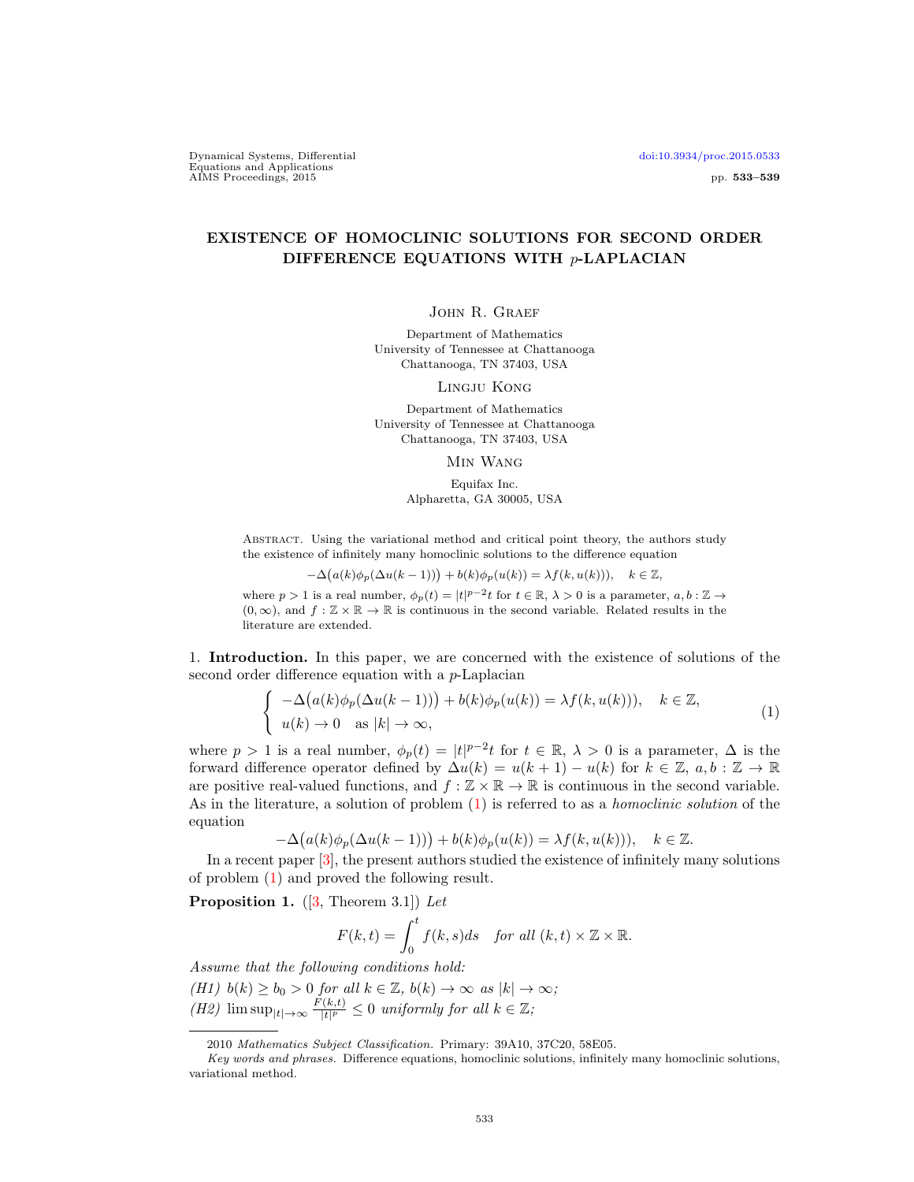Dynamical Systems, Differential Equations and Applications
AIMS Proceedings, 2015

doi:10.3934/proc.2015.0533

pp. **533–539**

# EXISTENCE OF HOMOCLINIC SOLUTIONS FOR SECOND ORDER DIFFERENCE EQUATIONS WITH $p$-LAPLACIAN

John R. Graef

Department of Mathematics
University of Tennessee at Chattanooga
Chattanooga, TN 37403, USA

Lingju Kong

Department of Mathematics
University of Tennessee at Chattanooga
Chattanooga, TN 37403, USA

Min Wang

Equifax Inc.
Alpharetta, GA 30005, USA

Abstract. Using the variational method and critical point theory, the authors study the existence of infinitely many homoclinic solutions to the difference equation

$$-\Delta\big(a(k)\phi_p(\Delta u(k-1))\big) + b(k)\phi_p(u(k)) = \lambda f(k, u(k))), \quad k \in \mathbb{Z},$$

where $p > 1$ is a real number, $\phi_p(t) = |t|^{p-2}t$ for $t \in \mathbb{R}$, $\lambda > 0$ is a parameter, $a, b : \mathbb{Z} \to (0, \infty)$, and $f : \mathbb{Z} \times \mathbb{R} \to \mathbb{R}$ is continuous in the second variable. Related results in the literature are extended.

1. **Introduction.** In this paper, we are concerned with the existence of solutions of the second order difference equation with a $p$-Laplacian

$$\begin{cases} -\Delta\big(a(k)\phi_p(\Delta u(k-1))\big) + b(k)\phi_p(u(k)) = \lambda f(k, u(k))), \quad k \in \mathbb{Z}, \\ u(k) \to 0 \quad \text{as } |k| \to \infty, \end{cases} \tag{1}$$

where $p > 1$ is a real number, $\phi_p(t) = |t|^{p-2}t$ for $t \in \mathbb{R}$, $\lambda > 0$ is a parameter, $\Delta$ is the forward difference operator defined by $\Delta u(k) = u(k+1) - u(k)$ for $k \in \mathbb{Z}$, $a, b : \mathbb{Z} \to \mathbb{R}$ are positive real-valued functions, and $f : \mathbb{Z} \times \mathbb{R} \to \mathbb{R}$ is continuous in the second variable. As in the literature, a solution of problem (1) is referred to as a *homoclinic solution* of the equation

$$-\Delta\big(a(k)\phi_p(\Delta u(k-1))\big) + b(k)\phi_p(u(k)) = \lambda f(k, u(k))), \quad k \in \mathbb{Z}.$$

In a recent paper [3], the present authors studied the existence of infinitely many solutions of problem (1) and proved the following result.

**Proposition 1.** ([3, Theorem 3.1]) *Let*

$$F(k, t) = \int_0^t f(k, s)ds \quad \text{for all } (k, t) \times \mathbb{Z} \times \mathbb{R}.$$

*Assume that the following conditions hold:*

*(H1)* $b(k) \geq b_0 > 0$ *for all* $k \in \mathbb{Z}$, $b(k) \to \infty$ *as* $|k| \to \infty$*;*

*(H2)* $\limsup_{|t|\to\infty} \frac{F(k,t)}{|t|^p} \leq 0$ *uniformly for all* $k \in \mathbb{Z}$*;*

2010 *Mathematics Subject Classification.* Primary: 39A10, 37C20, 58E05.

*Key words and phrases.* Difference equations, homoclinic solutions, infinitely many homoclinic solutions, variational method.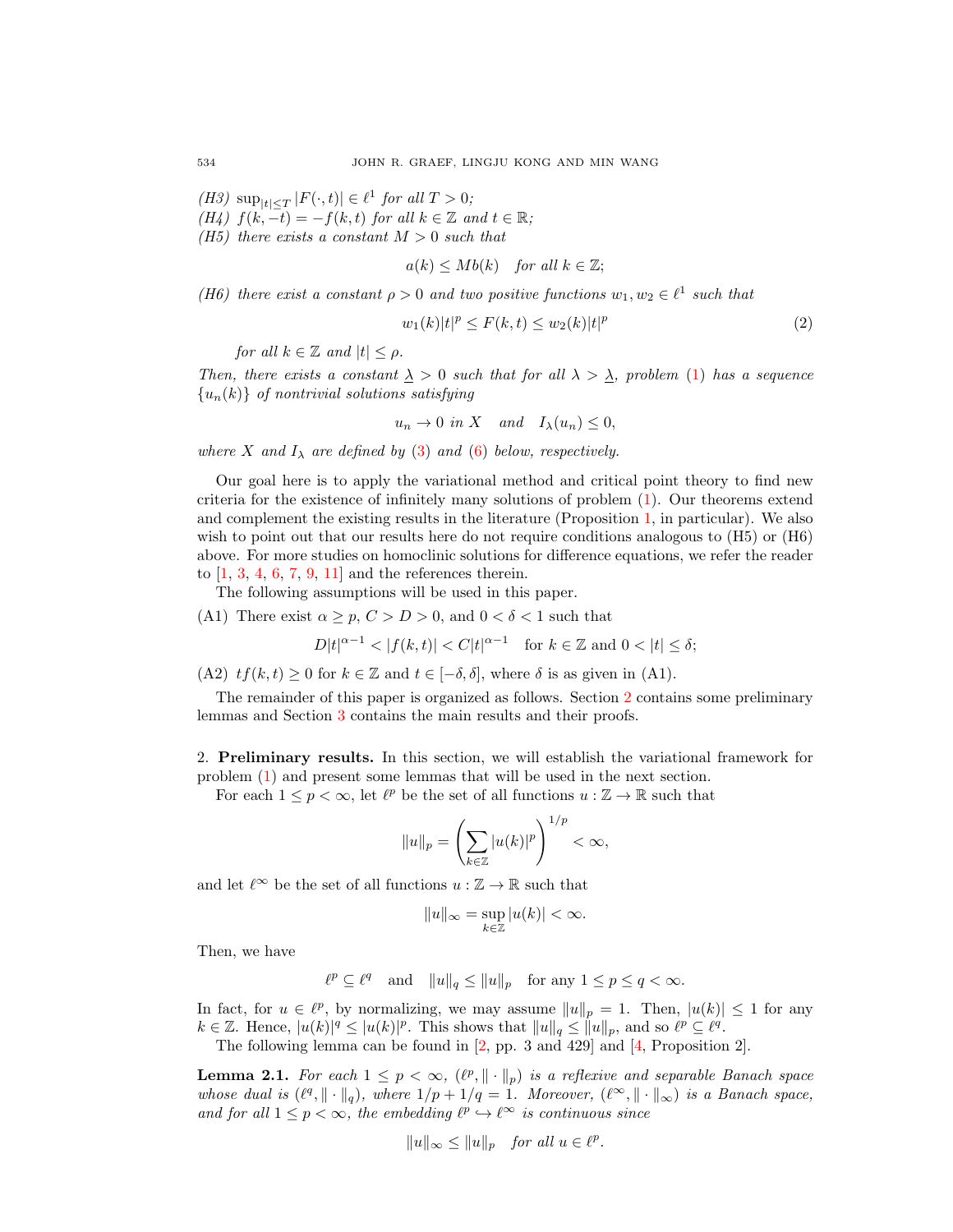*(H3)* $\sup_{|t|\le T} |F(\cdot,t)| \in \ell^1$ *for all* $T > 0$*;*
*(H4)* $f(k,-t) = -f(k,t)$ *for all* $k \in \mathbb{Z}$ *and* $t \in \mathbb{R}$*;*
*(H5) there exists a constant* $M > 0$ *such that*

$$a(k) \le Mb(k) \quad \textit{for all } k \in \mathbb{Z};$$

*(H6) there exist a constant* $\rho > 0$ *and two positive functions* $w_1, w_2 \in \ell^1$ *such that*

$$w_1(k)|t|^p \le F(k,t) \le w_2(k)|t|^p \tag{2}$$

*for all* $k \in \mathbb{Z}$ *and* $|t| \le \rho$*.*

*Then, there exists a constant* $\underline{\lambda} > 0$ *such that for all* $\lambda > \underline{\lambda}$*, problem* (1) *has a sequence* $\{u_n(k)\}$ *of nontrivial solutions satisfying*

$$u_n \to 0 \textit{ in } X \quad \textit{and} \quad I_\lambda(u_n) \le 0,$$

*where* $X$ *and* $I_\lambda$ *are defined by* (3) *and* (6) *below, respectively.*

Our goal here is to apply the variational method and critical point theory to find new criteria for the existence of infinitely many solutions of problem (1). Our theorems extend and complement the existing results in the literature (Proposition 1, in particular). We also wish to point out that our results here do not require conditions analogous to (H5) or (H6) above. For more studies on homoclinic solutions for difference equations, we refer the reader to [1, 3, 4, 6, 7, 9, 11] and the references therein.

The following assumptions will be used in this paper.

(A1) There exist $\alpha \ge p$, $C > D > 0$, and $0 < \delta < 1$ such that

$$D|t|^{\alpha-1} < |f(k,t)| < C|t|^{\alpha-1} \quad \text{for } k \in \mathbb{Z} \text{ and } 0 < |t| \le \delta;$$

(A2) $tf(k,t) \ge 0$ for $k \in \mathbb{Z}$ and $t \in [-\delta, \delta]$, where $\delta$ is as given in (A1).

The remainder of this paper is organized as follows. Section 2 contains some preliminary lemmas and Section 3 contains the main results and their proofs.

## 2. **Preliminary results.**

In this section, we will establish the variational framework for problem (1) and present some lemmas that will be used in the next section.

For each $1 \le p < \infty$, let $\ell^p$ be the set of all functions $u : \mathbb{Z} \to \mathbb{R}$ such that

$$\|u\|_p = \left( \sum_{k\in\mathbb{Z}} |u(k)|^p \right)^{1/p} < \infty,$$

and let $\ell^\infty$ be the set of all functions $u : \mathbb{Z} \to \mathbb{R}$ such that

$$\|u\|_\infty = \sup_{k\in\mathbb{Z}} |u(k)| < \infty.$$

Then, we have

$$\ell^p \subseteq \ell^q \quad \text{and} \quad \|u\|_q \le \|u\|_p \quad \text{for any } 1 \le p \le q < \infty.$$

In fact, for $u \in \ell^p$, by normalizing, we may assume $\|u\|_p = 1$. Then, $|u(k)| \le 1$ for any $k \in \mathbb{Z}$. Hence, $|u(k)|^q \le |u(k)|^p$. This shows that $\|u\|_q \le \|u\|_p$, and so $\ell^p \subseteq \ell^q$.

The following lemma can be found in [2, pp. 3 and 429] and [4, Proposition 2].

**Lemma 2.1.** *For each* $1 \le p < \infty$*,* $(\ell^p, \|\cdot\|_p)$ *is a reflexive and separable Banach space whose dual is* $(\ell^q, \|\cdot\|_q)$*, where* $1/p + 1/q = 1$*. Moreover,* $(\ell^\infty, \|\cdot\|_\infty)$ *is a Banach space, and for all* $1 \le p < \infty$*, the embedding* $\ell^p \hookrightarrow \ell^\infty$ *is continuous since*

$$\|u\|_\infty \le \|u\|_p \quad \textit{for all } u \in \ell^p.$$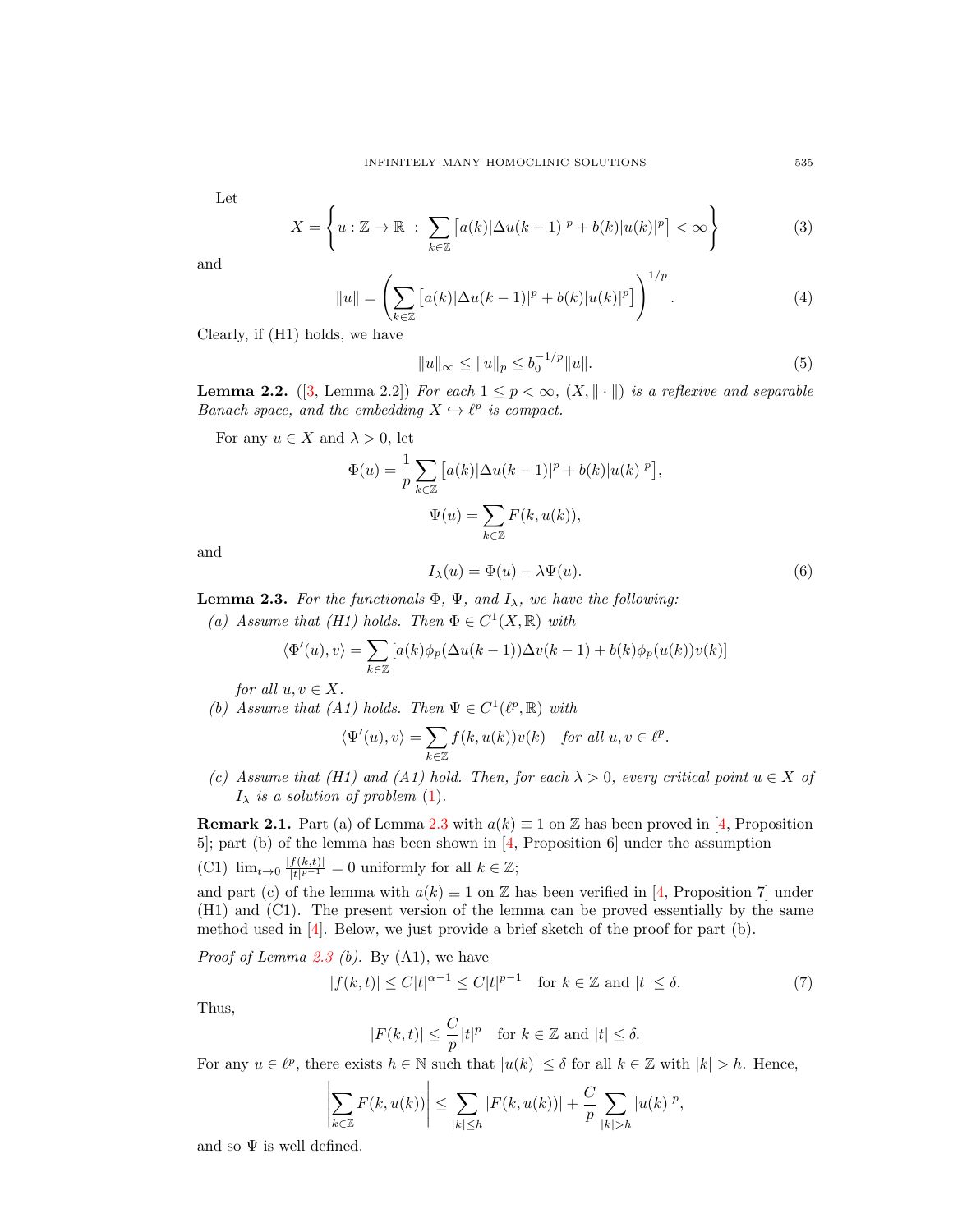Let

$$X = \left\{ u : \mathbb{Z} \to \mathbb{R} \ : \ \sum_{k \in \mathbb{Z}} \left[ a(k)|\Delta u(k-1)|^p + b(k)|u(k)|^p \right] < \infty \right\} \tag{3}$$

and

$$\|u\| = \left( \sum_{k \in \mathbb{Z}} \left[ a(k)|\Delta u(k-1)|^p + b(k)|u(k)|^p \right] \right)^{1/p}. \tag{4}$$

Clearly, if (H1) holds, we have

$$\|u\|_\infty \le \|u\|_p \le b_0^{-1/p} \|u\|. \tag{5}$$

**Lemma 2.2.** ([3, Lemma 2.2]) *For each $1 \le p < \infty$, $(X, \|\cdot\|)$ is a reflexive and separable Banach space, and the embedding $X \hookrightarrow \ell^p$ is compact.*

For any $u \in X$ and $\lambda > 0$, let

$$\Phi(u) = \frac{1}{p} \sum_{k \in \mathbb{Z}} \left[ a(k)|\Delta u(k-1)|^p + b(k)|u(k)|^p \right],$$

$$\Psi(u) = \sum_{k \in \mathbb{Z}} F(k, u(k)),$$

and

$$I_\lambda(u) = \Phi(u) - \lambda \Psi(u). \tag{6}$$

**Lemma 2.3.** *For the functionals $\Phi$, $\Psi$, and $I_\lambda$, we have the following:*

*(a) Assume that (H1) holds. Then $\Phi \in C^1(X, \mathbb{R})$ with*

$$\langle \Phi'(u), v \rangle = \sum_{k \in \mathbb{Z}} [a(k)\phi_p(\Delta u(k-1))\Delta v(k-1) + b(k)\phi_p(u(k))v(k)]$$

*for all $u, v \in X$.*

*(b) Assume that (A1) holds. Then $\Psi \in C^1(\ell^p, \mathbb{R})$ with*

$$\langle \Psi'(u), v \rangle = \sum_{k \in \mathbb{Z}} f(k, u(k))v(k) \quad \text{for all } u, v \in \ell^p.$$

*(c) Assume that (H1) and (A1) hold. Then, for each $\lambda > 0$, every critical point $u \in X$ of $I_\lambda$ is a solution of problem (1).*

**Remark 2.1.** Part (a) of Lemma 2.3 with $a(k) \equiv 1$ on $\mathbb{Z}$ has been proved in [4, Proposition 5]; part (b) of the lemma has been shown in [4, Proposition 6] under the assumption

(C1) $\lim_{t \to 0} \frac{|f(k,t)|}{|t|^{p-1}} = 0$ uniformly for all $k \in \mathbb{Z}$;

and part (c) of the lemma with $a(k) \equiv 1$ on $\mathbb{Z}$ has been verified in [4, Proposition 7] under (H1) and (C1). The present version of the lemma can be proved essentially by the same method used in [4]. Below, we just provide a brief sketch of the proof for part (b).

*Proof of Lemma 2.3 (b).* By (A1), we have

$$|f(k,t)| \le C|t|^{\alpha-1} \le C|t|^{p-1} \quad \text{for } k \in \mathbb{Z} \text{ and } |t| \le \delta. \tag{7}$$

Thus,

$$|F(k,t)| \le \frac{C}{p}|t|^p \quad \text{for } k \in \mathbb{Z} \text{ and } |t| \le \delta.$$

For any $u \in \ell^p$, there exists $h \in \mathbb{N}$ such that $|u(k)| \le \delta$ for all $k \in \mathbb{Z}$ with $|k| > h$. Hence,

$$\left| \sum_{k \in \mathbb{Z}} F(k, u(k)) \right| \le \sum_{|k| \le h} |F(k, u(k))| + \frac{C}{p} \sum_{|k| > h} |u(k)|^p,$$

and so $\Psi$ is well defined.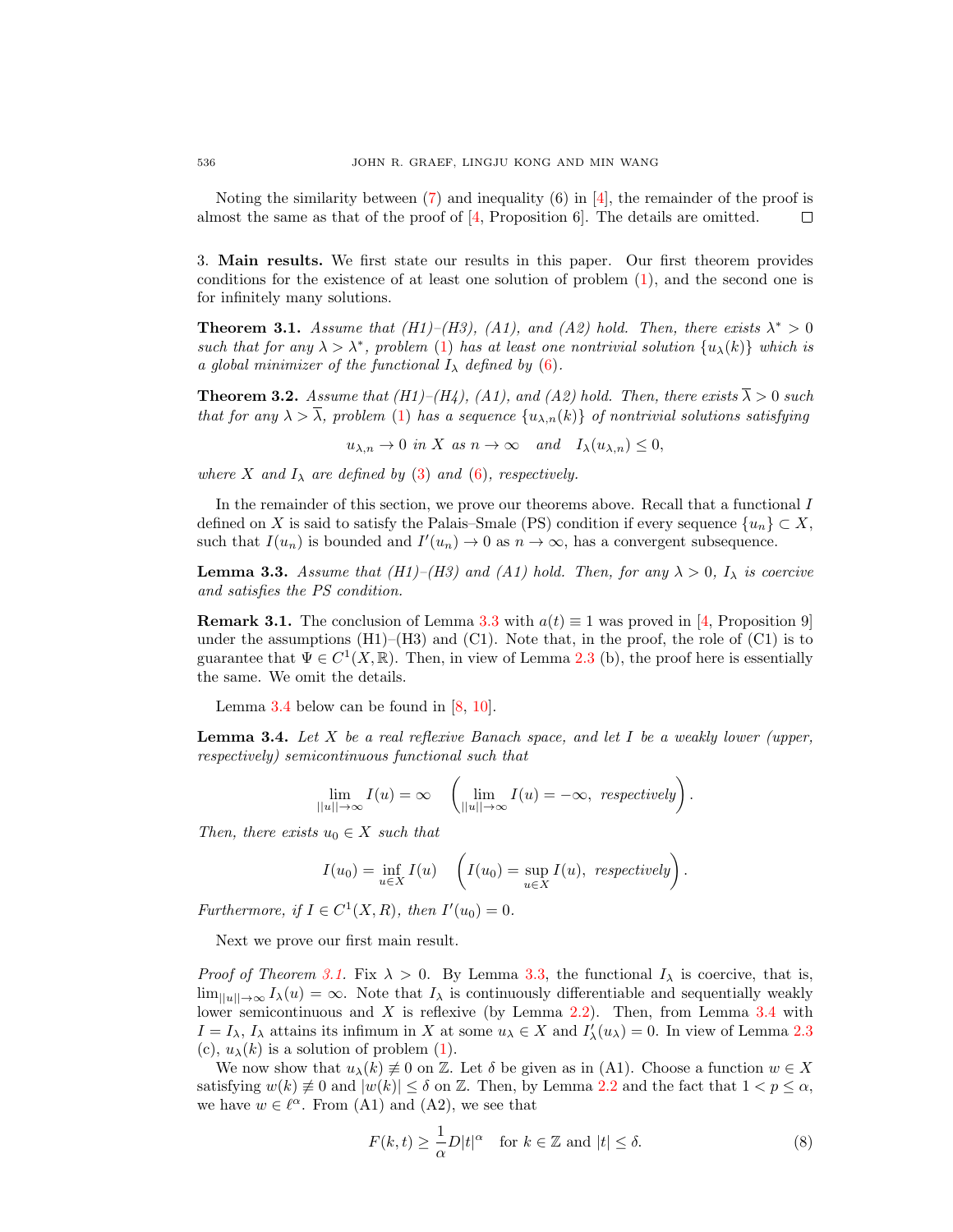Noting the similarity between (7) and inequality (6) in [4], the remainder of the proof is almost the same as that of the proof of [4, Proposition 6]. The details are omitted. $\square$

## 3. Main results.

We first state our results in this paper. Our first theorem provides conditions for the existence of at least one solution of problem (1), and the second one is for infinitely many solutions.

**Theorem 3.1.** *Assume that (H1)–(H3), (A1), and (A2) hold. Then, there exists $\lambda^* > 0$ such that for any $\lambda > \lambda^*$, problem (1) has at least one nontrivial solution $\{u_\lambda(k)\}$ which is a global minimizer of the functional $I_\lambda$ defined by (6).*

**Theorem 3.2.** *Assume that (H1)–(H4), (A1), and (A2) hold. Then, there exists $\overline{\lambda} > 0$ such that for any $\lambda > \overline{\lambda}$, problem (1) has a sequence $\{u_{\lambda,n}(k)\}$ of nontrivial solutions satisfying*

$$u_{\lambda,n} \to 0 \text{ in } X \text{ as } n \to \infty \quad \text{and} \quad I_\lambda(u_{\lambda,n}) \le 0,$$

*where $X$ and $I_\lambda$ are defined by (3) and (6), respectively.*

In the remainder of this section, we prove our theorems above. Recall that a functional $I$ defined on $X$ is said to satisfy the Palais–Smale (PS) condition if every sequence $\{u_n\} \subset X$, such that $I(u_n)$ is bounded and $I'(u_n) \to 0$ as $n \to \infty$, has a convergent subsequence.

**Lemma 3.3.** *Assume that (H1)–(H3) and (A1) hold. Then, for any $\lambda > 0$, $I_\lambda$ is coercive and satisfies the PS condition.*

**Remark 3.1.** The conclusion of Lemma 3.3 with $a(t) \equiv 1$ was proved in [4, Proposition 9] under the assumptions (H1)–(H3) and (C1). Note that, in the proof, the role of (C1) is to guarantee that $\Psi \in C^1(X, \mathbb{R})$. Then, in view of Lemma 2.3 (b), the proof here is essentially the same. We omit the details.

Lemma 3.4 below can be found in [8, 10].

**Lemma 3.4.** *Let $X$ be a real reflexive Banach space, and let $I$ be a weakly lower (upper, respectively) semicontinuous functional such that*

$$\lim_{||u|| \to \infty} I(u) = \infty \quad \left( \lim_{||u|| \to \infty} I(u) = -\infty, \text{ respectively} \right).$$

*Then, there exists $u_0 \in X$ such that*

$$I(u_0) = \inf_{u \in X} I(u) \quad \left( I(u_0) = \sup_{u \in X} I(u), \text{ respectively} \right).$$

*Furthermore, if $I \in C^1(X, R)$, then $I'(u_0) = 0$.*

Next we prove our first main result.

*Proof of Theorem 3.1.* Fix $\lambda > 0$. By Lemma 3.3, the functional $I_\lambda$ is coercive, that is, $\lim_{||u|| \to \infty} I_\lambda(u) = \infty$. Note that $I_\lambda$ is continuously differentiable and sequentially weakly lower semicontinuous and $X$ is reflexive (by Lemma 2.2). Then, from Lemma 3.4 with $I = I_\lambda$, $I_\lambda$ attains its infimum in $X$ at some $u_\lambda \in X$ and $I'_\lambda(u_\lambda) = 0$. In view of Lemma 2.3 (c), $u_\lambda(k)$ is a solution of problem (1).

We now show that $u_\lambda(k) \not\equiv 0$ on $\mathbb{Z}$. Let $\delta$ be given as in (A1). Choose a function $w \in X$ satisfying $w(k) \not\equiv 0$ and $|w(k)| \le \delta$ on $\mathbb{Z}$. Then, by Lemma 2.2 and the fact that $1 < p \le \alpha$, we have $w \in \ell^\alpha$. From (A1) and (A2), we see that

$$F(k, t) \ge \frac{1}{\alpha} D|t|^\alpha \quad \text{for } k \in \mathbb{Z} \text{ and } |t| \le \delta. \tag{8}$$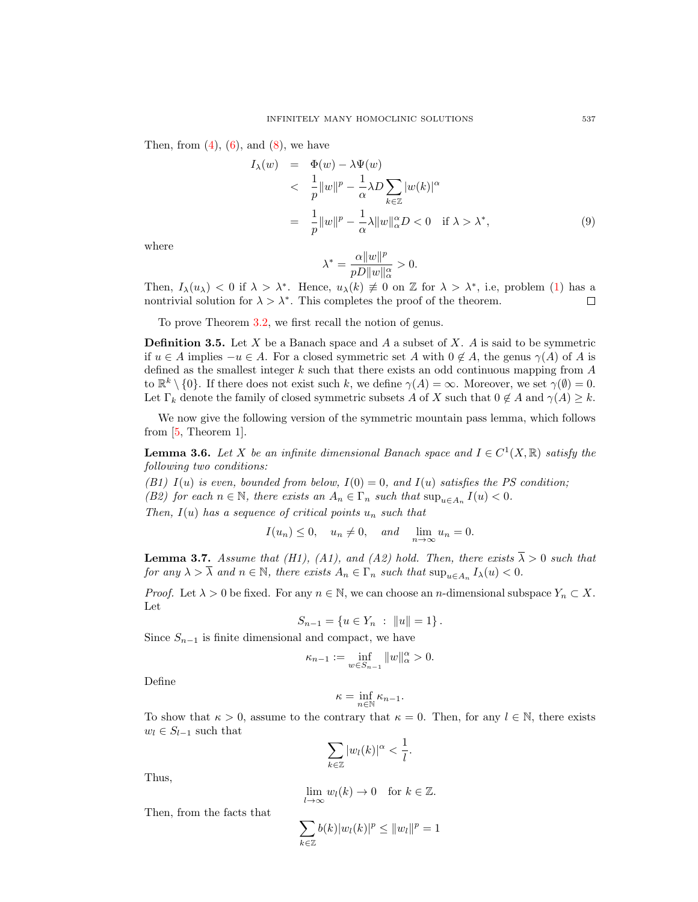Then, from (4), (6), and (8), we have

$$
\begin{aligned}
I_\lambda(w) &= \Phi(w) - \lambda\Psi(w) \\
&< \frac{1}{p}\|w\|^p - \frac{1}{\alpha}\lambda D \sum_{k\in\mathbb{Z}} |w(k)|^\alpha \\
&= \frac{1}{p}\|w\|^p - \frac{1}{\alpha}\lambda \|w\|_\alpha^\alpha D < 0 \quad \text{if } \lambda > \lambda^*, \qquad (9)
\end{aligned}
$$

where

$$
\lambda^* = \frac{\alpha\|w\|^p}{pD\|w\|_\alpha^\alpha} > 0.
$$

Then, $I_\lambda(u_\lambda) < 0$ if $\lambda > \lambda^*$. Hence, $u_\lambda(k) \not\equiv 0$ on $\mathbb{Z}$ for $\lambda > \lambda^*$, i.e, problem (1) has a nontrivial solution for $\lambda > \lambda^*$. This completes the proof of the theorem. □

To prove Theorem 3.2, we first recall the notion of genus.

**Definition 3.5.** Let $X$ be a Banach space and $A$ a subset of $X$. $A$ is said to be symmetric if $u \in A$ implies $-u \in A$. For a closed symmetric set $A$ with $0 \notin A$, the genus $\gamma(A)$ of $A$ is defined as the smallest integer $k$ such that there exists an odd continuous mapping from $A$ to $\mathbb{R}^k \setminus \{0\}$. If there does not exist such $k$, we define $\gamma(A) = \infty$. Moreover, we set $\gamma(\emptyset) = 0$. Let $\Gamma_k$ denote the family of closed symmetric subsets $A$ of $X$ such that $0 \notin A$ and $\gamma(A) \geq k$.

We now give the following version of the symmetric mountain pass lemma, which follows from [5, Theorem 1].

**Lemma 3.6.** *Let $X$ be an infinite dimensional Banach space and $I \in C^1(X, \mathbb{R})$ satisfy the following two conditions:*

*(B1) $I(u)$ is even, bounded from below, $I(0) = 0$, and $I(u)$ satisfies the PS condition;*

*(B2) for each $n \in \mathbb{N}$, there exists an $A_n \in \Gamma_n$ such that $\sup_{u\in A_n} I(u) < 0$.*

*Then, $I(u)$ has a sequence of critical points $u_n$ such that*

$$
I(u_n) \leq 0, \quad u_n \neq 0, \quad \text{and} \quad \lim_{n\to\infty} u_n = 0.
$$

**Lemma 3.7.** *Assume that (H1), (A1), and (A2) hold. Then, there exists $\overline{\lambda} > 0$ such that for any $\lambda > \overline{\lambda}$ and $n \in \mathbb{N}$, there exists $A_n \in \Gamma_n$ such that $\sup_{u\in A_n} I_\lambda(u) < 0$.*

*Proof.* Let $\lambda > 0$ be fixed. For any $n \in \mathbb{N}$, we can choose an $n$-dimensional subspace $Y_n \subset X$. Let

$$
S_{n-1} = \{u \in Y_n \;:\; \|u\| = 1\}.
$$

Since $S_{n-1}$ is finite dimensional and compact, we have

$$
\kappa_{n-1} := \inf_{w\in S_{n-1}} \|w\|_\alpha^\alpha > 0.
$$

Define

$$
\kappa = \inf_{n\in\mathbb{N}} \kappa_{n-1}.
$$

To show that $\kappa > 0$, assume to the contrary that $\kappa = 0$. Then, for any $l \in \mathbb{N}$, there exists $w_l \in S_{l-1}$ such that

$$
\sum_{k\in\mathbb{Z}} |w_l(k)|^\alpha < \frac{1}{l}.
$$

Thus,

$$
\lim_{l\to\infty} w_l(k) \to 0 \quad \text{for } k \in \mathbb{Z}.
$$

Then, from the facts that

$$
\sum_{k\in\mathbb{Z}} b(k)|w_l(k)|^p \leq \|w_l\|^p = 1
$$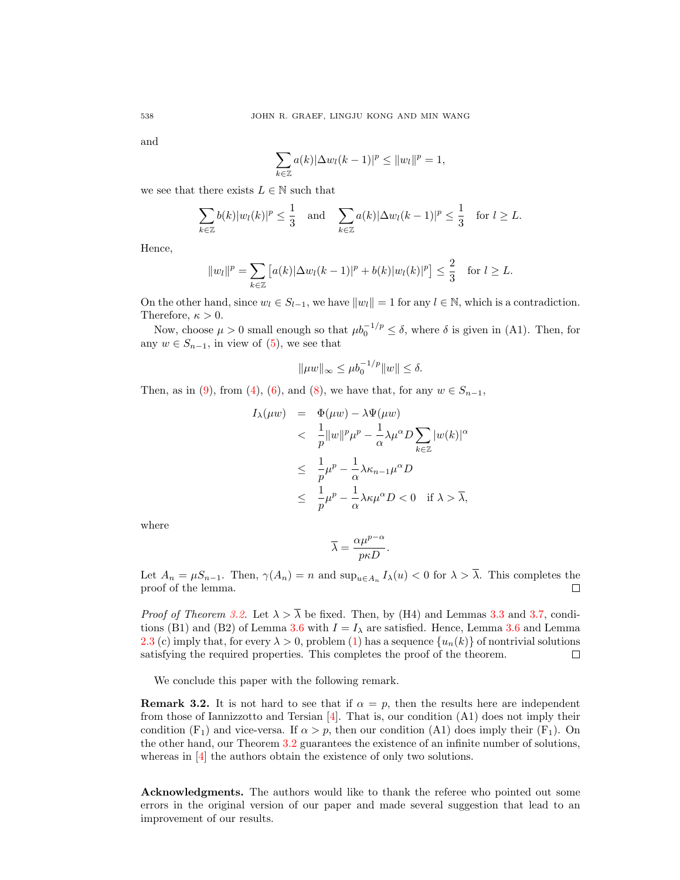and

$$\sum_{k\in\mathbb{Z}} a(k)|\Delta w_l(k-1)|^p \le \|w_l\|^p = 1,$$

we see that there exists $L \in \mathbb{N}$ such that

$$\sum_{k\in\mathbb{Z}} b(k)|w_l(k)|^p \le \frac{1}{3} \quad \text{and} \quad \sum_{k\in\mathbb{Z}} a(k)|\Delta w_l(k-1)|^p \le \frac{1}{3} \quad \text{for } l \ge L.$$

Hence,

$$\|w_l\|^p = \sum_{k\in\mathbb{Z}} \left[a(k)|\Delta w_l(k-1)|^p + b(k)|w_l(k)|^p\right] \le \frac{2}{3} \quad \text{for } l \ge L.$$

On the other hand, since $w_l \in S_{l-1}$, we have $\|w_l\| = 1$ for any $l \in \mathbb{N}$, which is a contradiction. Therefore, $\kappa > 0$.

Now, choose $\mu > 0$ small enough so that $\mu b_0^{-1/p} \le \delta$, where $\delta$ is given in (A1). Then, for any $w \in S_{n-1}$, in view of (5), we see that

$$\|\mu w\|_\infty \le \mu b_0^{-1/p} \|w\| \le \delta.$$

Then, as in (9), from (4), (6), and (8), we have that, for any $w \in S_{n-1}$,

$$\begin{aligned}
I_\lambda(\mu w) &= \Phi(\mu w) - \lambda \Psi(\mu w) \\
&< \frac{1}{p}\|w\|^p \mu^p - \frac{1}{\alpha}\lambda \mu^\alpha D \sum_{k\in\mathbb{Z}} |w(k)|^\alpha \\
&\le \frac{1}{p}\mu^p - \frac{1}{\alpha}\lambda \kappa_{n-1}\mu^\alpha D \\
&\le \frac{1}{p}\mu^p - \frac{1}{\alpha}\lambda \kappa \mu^\alpha D < 0 \quad \text{if } \lambda > \overline{\lambda},
\end{aligned}$$

where

$$\overline{\lambda} = \frac{\alpha \mu^{p-\alpha}}{p\kappa D}.$$

Let $A_n = \mu S_{n-1}$. Then, $\gamma(A_n) = n$ and $\sup_{u\in A_n} I_\lambda(u) < 0$ for $\lambda > \overline{\lambda}$. This completes the proof of the lemma. $\square$

*Proof of Theorem 3.2.* Let $\lambda > \overline{\lambda}$ be fixed. Then, by (H4) and Lemmas 3.3 and 3.7, conditions (B1) and (B2) of Lemma 3.6 with $I = I_\lambda$ are satisfied. Hence, Lemma 3.6 and Lemma 2.3 (c) imply that, for every $\lambda > 0$, problem (1) has a sequence $\{u_n(k)\}$ of nontrivial solutions satisfying the required properties. This completes the proof of the theorem. $\square$

We conclude this paper with the following remark.

**Remark 3.2.** It is not hard to see that if $\alpha = p$, then the results here are independent from those of Iannizzotto and Tersian [4]. That is, our condition (A1) does not imply their condition ($F_1$) and vice-versa. If $\alpha > p$, then our condition (A1) does imply their ($F_1$). On the other hand, our Theorem 3.2 guarantees the existence of an infinite number of solutions, whereas in [4] the authors obtain the existence of only two solutions.

**Acknowledgments.** The authors would like to thank the referee who pointed out some errors in the original version of our paper and made several suggestion that lead to an improvement of our results.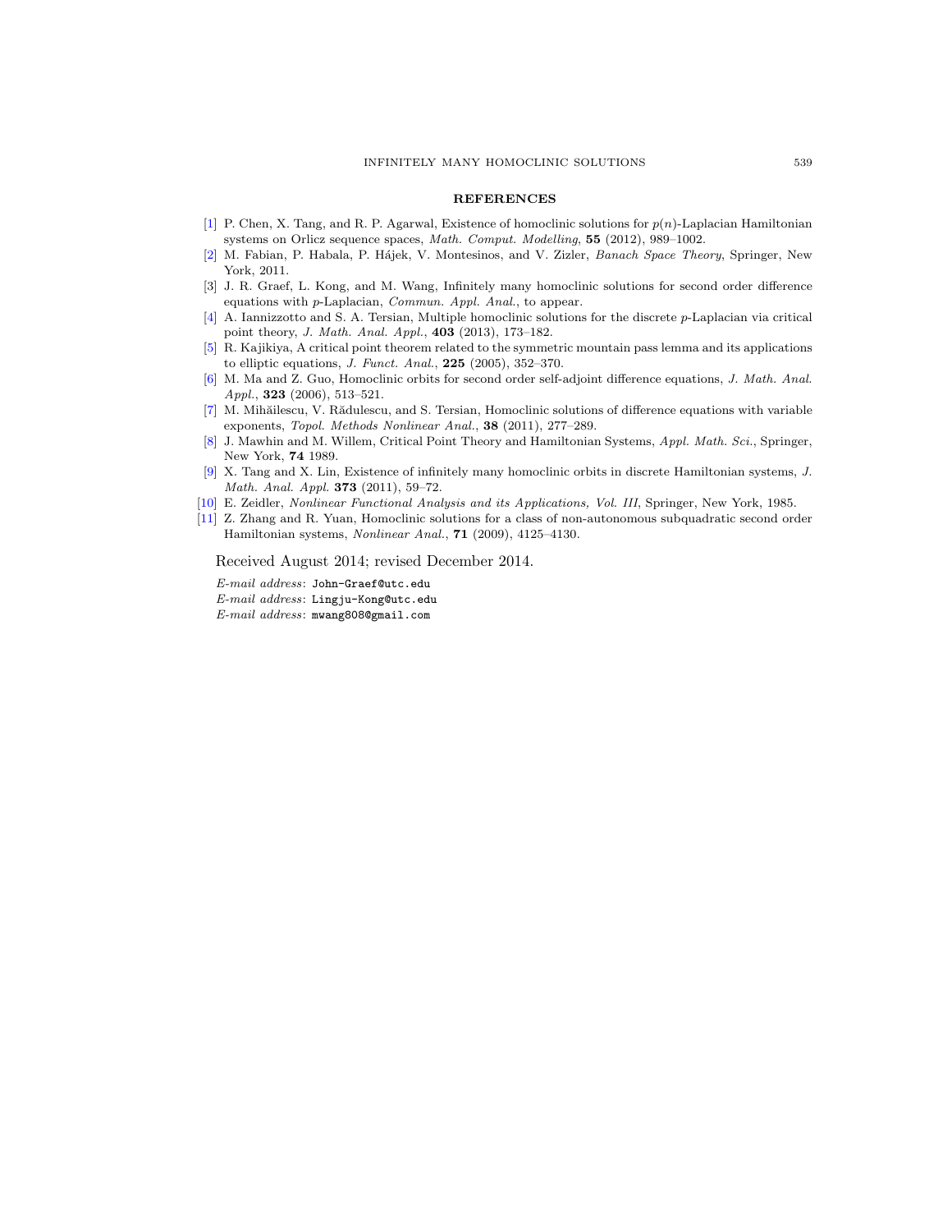## REFERENCES

[1] P. Chen, X. Tang, and R. P. Agarwal, Existence of homoclinic solutions for $p(n)$-Laplacian Hamiltonian systems on Orlicz sequence spaces, *Math. Comput. Modelling*, **55** (2012), 989–1002.

[2] M. Fabian, P. Habala, P. Hájek, V. Montesinos, and V. Zizler, *Banach Space Theory*, Springer, New York, 2011.

[3] J. R. Graef, L. Kong, and M. Wang, Infinitely many homoclinic solutions for second order difference equations with $p$-Laplacian, *Commun. Appl. Anal.*, to appear.

[4] A. Iannizzotto and S. A. Tersian, Multiple homoclinic solutions for the discrete $p$-Laplacian via critical point theory, *J. Math. Anal. Appl.*, **403** (2013), 173–182.

[5] R. Kajikiya, A critical point theorem related to the symmetric mountain pass lemma and its applications to elliptic equations, *J. Funct. Anal.*, **225** (2005), 352–370.

[6] M. Ma and Z. Guo, Homoclinic orbits for second order self-adjoint difference equations, *J. Math. Anal. Appl.*, **323** (2006), 513–521.

[7] M. Mihăilescu, V. Rădulescu, and S. Tersian, Homoclinic solutions of difference equations with variable exponents, *Topol. Methods Nonlinear Anal.*, **38** (2011), 277–289.

[8] J. Mawhin and M. Willem, Critical Point Theory and Hamiltonian Systems, *Appl. Math. Sci.*, Springer, New York, **74** 1989.

[9] X. Tang and X. Lin, Existence of infinitely many homoclinic orbits in discrete Hamiltonian systems, *J. Math. Anal. Appl.* **373** (2011), 59–72.

[10] E. Zeidler, *Nonlinear Functional Analysis and its Applications, Vol. III*, Springer, New York, 1985.

[11] Z. Zhang and R. Yuan, Homoclinic solutions for a class of non-autonomous subquadratic second order Hamiltonian systems, *Nonlinear Anal.*, **71** (2009), 4125–4130.

Received August 2014; revised December 2014.

*E-mail address*: John-Graef@utc.edu
*E-mail address*: Lingju-Kong@utc.edu
*E-mail address*: mwang808@gmail.com